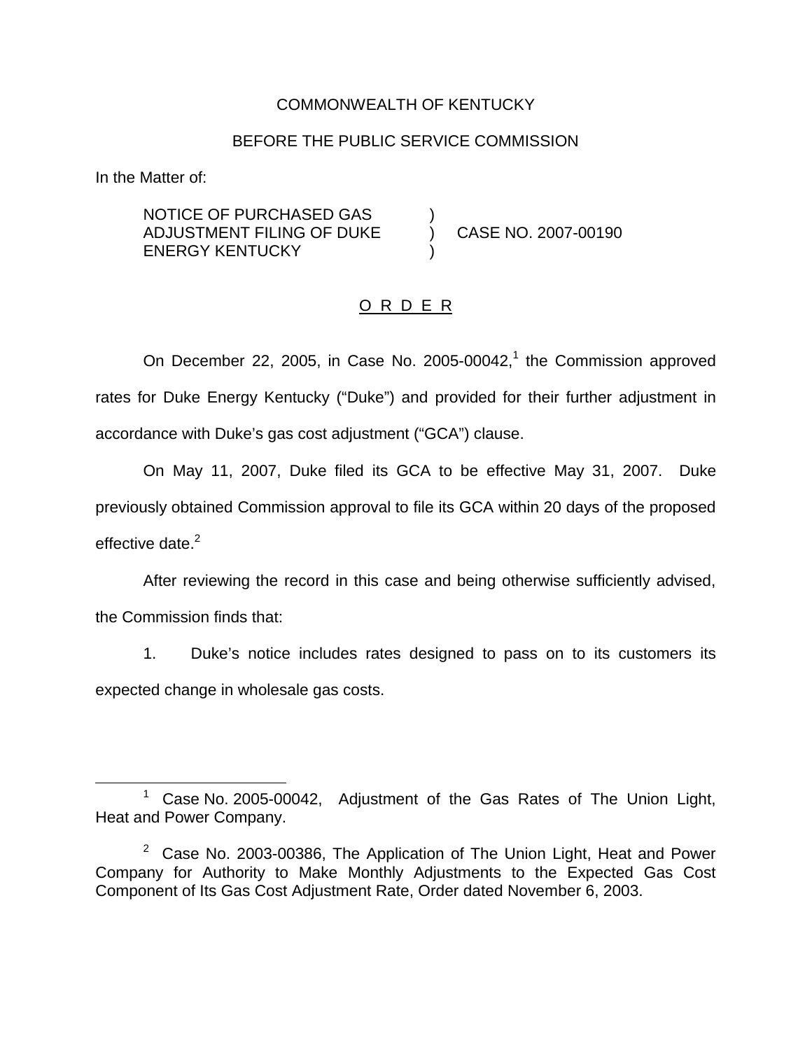COMMONWEALTH OF KENTUCKY

BEFORE THE PUBLIC SERVICE COMMISSION

In the Matter of:

| | | |
|---|---|---|
| NOTICE OF PURCHASED GAS ADJUSTMENT FILING OF DUKE ENERGY KENTUCKY | ) ) ) | CASE NO. 2007-00190 |

## O R D E R

On December 22, 2005, in Case No. 2005-00042,[1] the Commission approved rates for Duke Energy Kentucky ("Duke") and provided for their further adjustment in accordance with Duke's gas cost adjustment ("GCA") clause.

On May 11, 2007, Duke filed its GCA to be effective May 31, 2007. Duke previously obtained Commission approval to file its GCA within 20 days of the proposed effective date.[2]

After reviewing the record in this case and being otherwise sufficiently advised, the Commission finds that:

1. Duke's notice includes rates designed to pass on to its customers its expected change in wholesale gas costs.

---

[1] Case No. 2005-00042, Adjustment of the Gas Rates of The Union Light, Heat and Power Company.

[2] Case No. 2003-00386, The Application of The Union Light, Heat and Power Company for Authority to Make Monthly Adjustments to the Expected Gas Cost Component of Its Gas Cost Adjustment Rate, Order dated November 6, 2003.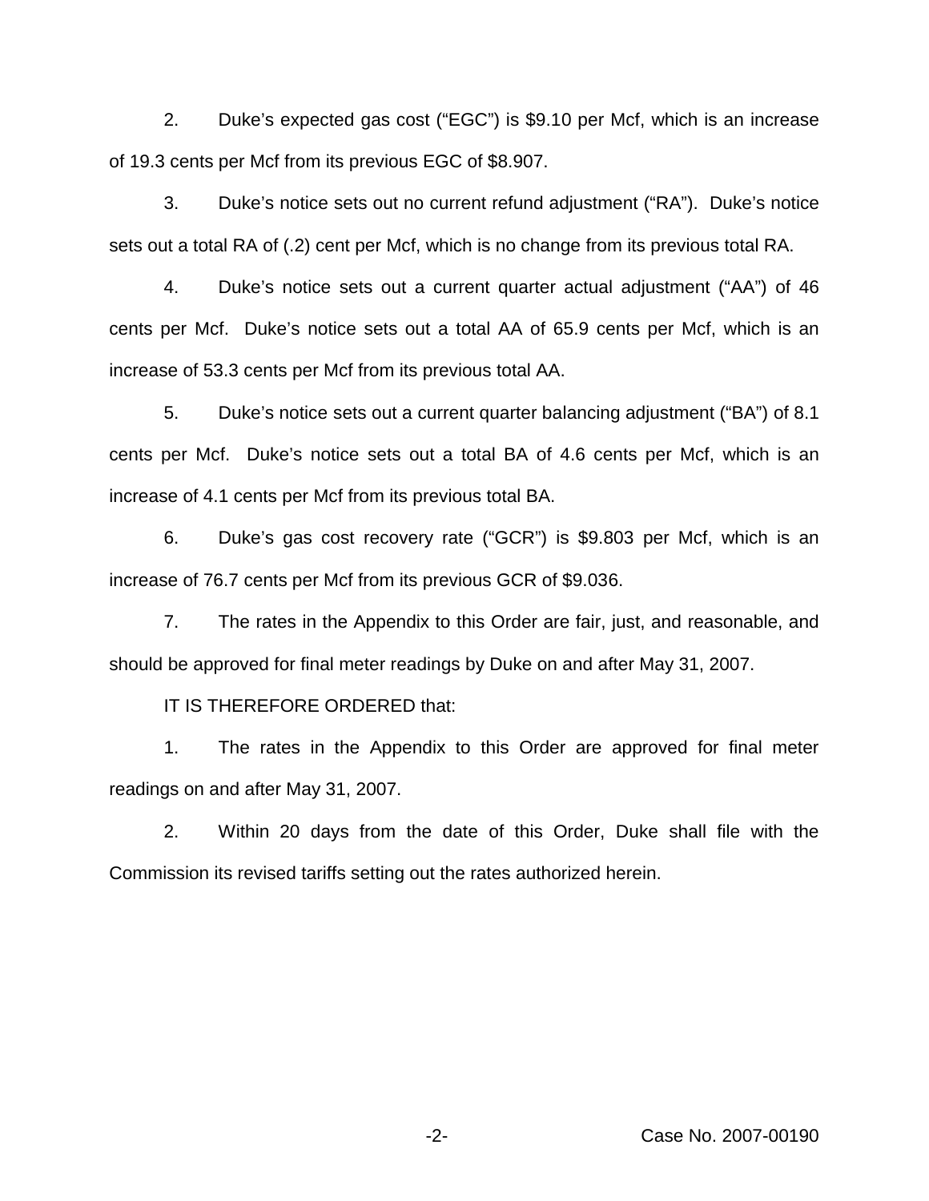2. Duke's expected gas cost ("EGC") is $9.10 per Mcf, which is an increase of 19.3 cents per Mcf from its previous EGC of $8.907.

3. Duke's notice sets out no current refund adjustment ("RA"). Duke's notice sets out a total RA of (.2) cent per Mcf, which is no change from its previous total RA.

4. Duke's notice sets out a current quarter actual adjustment ("AA") of 46 cents per Mcf. Duke's notice sets out a total AA of 65.9 cents per Mcf, which is an increase of 53.3 cents per Mcf from its previous total AA.

5. Duke's notice sets out a current quarter balancing adjustment ("BA") of 8.1 cents per Mcf. Duke's notice sets out a total BA of 4.6 cents per Mcf, which is an increase of 4.1 cents per Mcf from its previous total BA.

6. Duke's gas cost recovery rate ("GCR") is $9.803 per Mcf, which is an increase of 76.7 cents per Mcf from its previous GCR of $9.036.

7. The rates in the Appendix to this Order are fair, just, and reasonable, and should be approved for final meter readings by Duke on and after May 31, 2007.

IT IS THEREFORE ORDERED that:

1. The rates in the Appendix to this Order are approved for final meter readings on and after May 31, 2007.

2. Within 20 days from the date of this Order, Duke shall file with the Commission its revised tariffs setting out the rates authorized herein.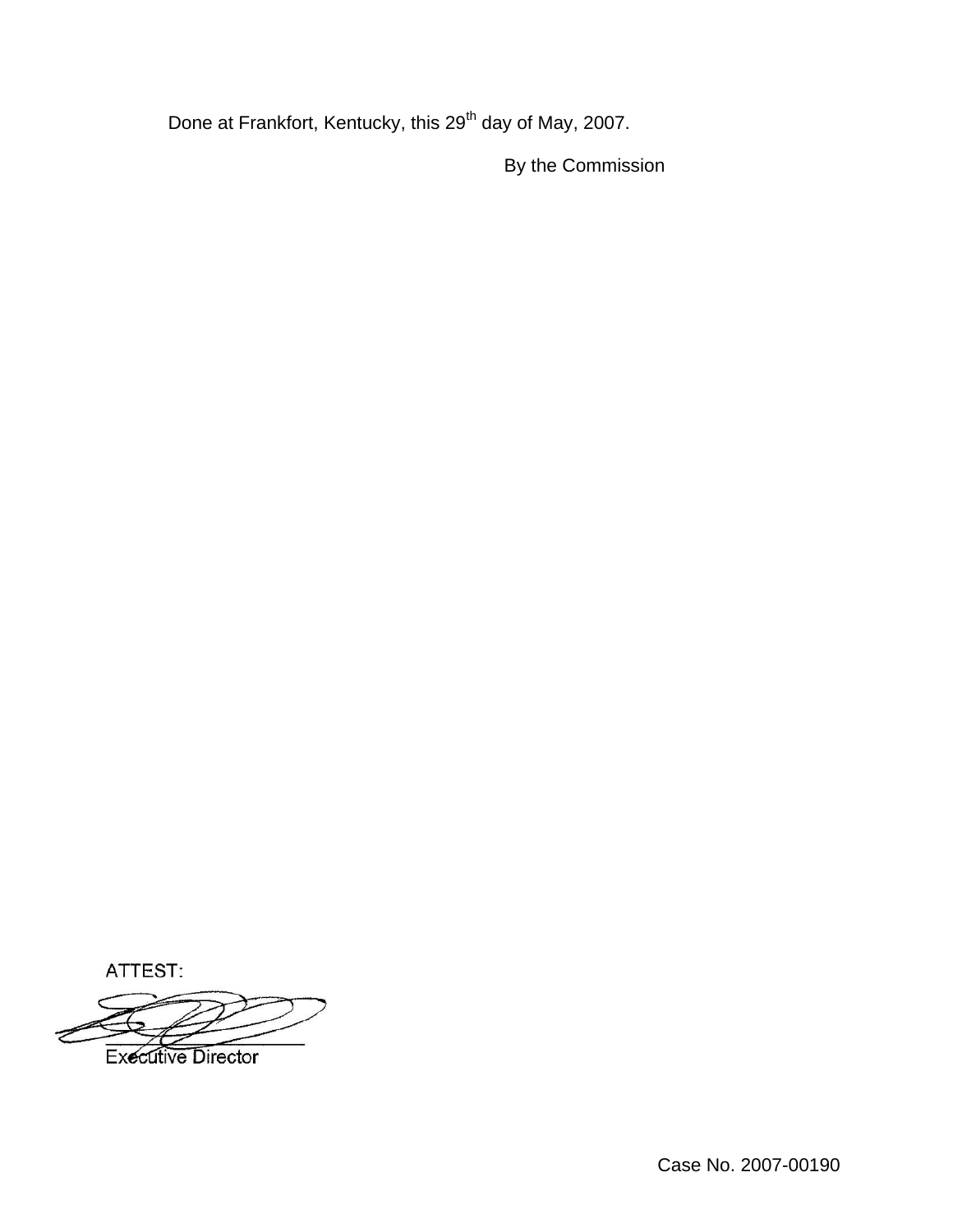Done at Frankfort, Kentucky, this 29th day of May, 2007.

By the Commission

ATTEST:

Executive Director

Case No. 2007-00190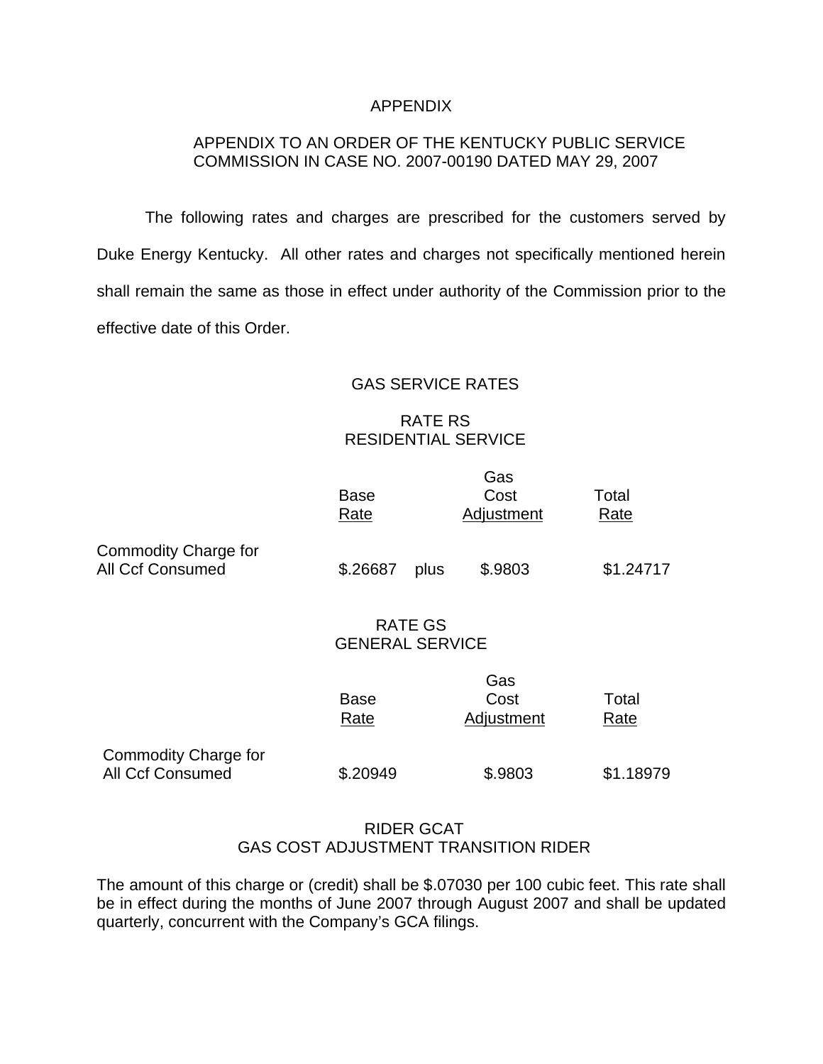APPENDIX

APPENDIX TO AN ORDER OF THE KENTUCKY PUBLIC SERVICE COMMISSION IN CASE NO. 2007-00190 DATED MAY 29, 2007

The following rates and charges are prescribed for the customers served by Duke Energy Kentucky. All other rates and charges not specifically mentioned herein shall remain the same as those in effect under authority of the Commission prior to the effective date of this Order.

GAS SERVICE RATES

RATE RS
RESIDENTIAL SERVICE

| | Base Rate | | Gas Cost Adjustment | Total Rate |
|---|---|---|---|---|
| Commodity Charge for All Ccf Consumed | $.26687 | plus | $.9803 | $1.24717 |

RATE GS
GENERAL SERVICE

| | Base Rate | Gas Cost Adjustment | Total Rate |
|---|---|---|---|
| Commodity Charge for All Ccf Consumed | $.20949 | $.9803 | $1.18979 |

RIDER GCAT
GAS COST ADJUSTMENT TRANSITION RIDER

The amount of this charge or (credit) shall be $.07030 per 100 cubic feet. This rate shall be in effect during the months of June 2007 through August 2007 and shall be updated quarterly, concurrent with the Company's GCA filings.